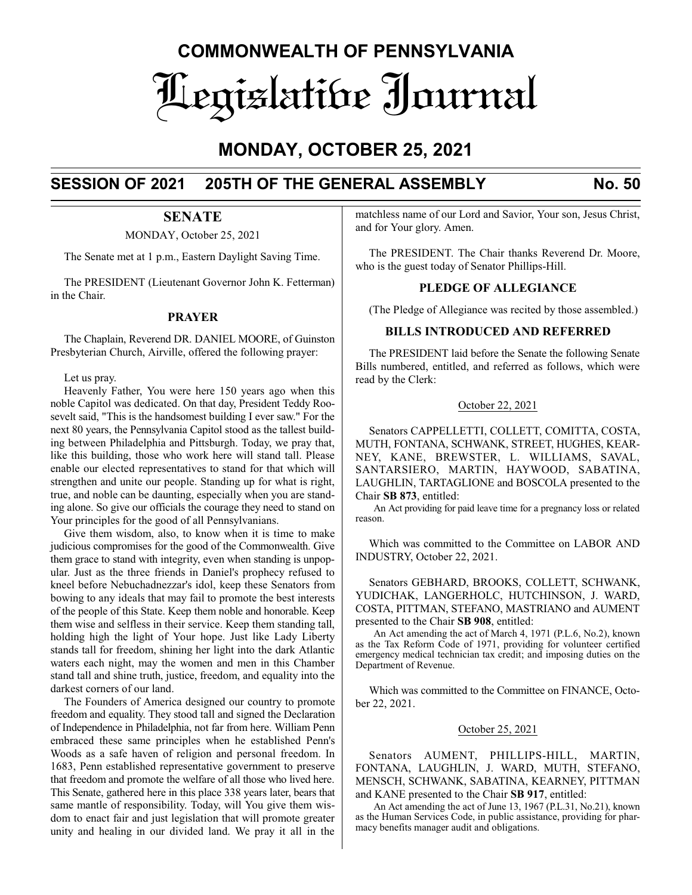# COMMONWEALTH OF PENNSYLVANIA

# Legislative Journal

## MONDAY, OCTOBER 25, 2021

## SESSION OF 2021 205TH OF THE GENERAL ASSEMBLY No. 50

### SENATE

MONDAY, October 25, 2021

The Senate met at 1 p.m., Eastern Daylight Saving Time.

The PRESIDENT (Lieutenant Governor John K. Fetterman) in the Chair.

### PRAYER

The Chaplain, Reverend DR. DANIEL MOORE, of Guinston Presbyterian Church, Airville, offered the following prayer:

Let us pray.

Heavenly Father, You were here 150 years ago when this noble Capitol was dedicated. On that day, President Teddy Roosevelt said, "This is the handsomest building I ever saw." For the next 80 years, the Pennsylvania Capitol stood as the tallest building between Philadelphia and Pittsburgh. Today, we pray that, like this building, those who work here will stand tall. Please enable our elected representatives to stand for that which will strengthen and unite our people. Standing up for what is right, true, and noble can be daunting, especially when you are standing alone. So give our officials the courage they need to stand on Your principles for the good of all Pennsylvanians.

Give them wisdom, also, to know when it is time to make judicious compromises for the good of the Commonwealth. Give them grace to stand with integrity, even when standing is unpopular. Just as the three friends in Daniel's prophecy refused to kneel before Nebuchadnezzar's idol, keep these Senators from bowing to any ideals that may fail to promote the best interests of the people of this State. Keep them noble and honorable. Keep them wise and selfless in their service. Keep them standing tall, holding high the light of Your hope. Just like Lady Liberty stands tall for freedom, shining her light into the dark Atlantic waters each night, may the women and men in this Chamber stand tall and shine truth, justice, freedom, and equality into the darkest corners of our land.

The Founders of America designed our country to promote freedom and equality. They stood tall and signed the Declaration of Independence in Philadelphia, not far from here. William Penn embraced these same principles when he established Penn's Woods as a safe haven of religion and personal freedom. In 1683, Penn established representative government to preserve that freedom and promote the welfare of all those who lived here. This Senate, gathered here in this place 338 years later, bears that same mantle of responsibility. Today, will You give them wisdom to enact fair and just legislation that will promote greater unity and healing in our divided land. We pray it all in the matchless name of our Lord and Savior, Your son, Jesus Christ, and for Your glory. Amen.

The PRESIDENT. The Chair thanks Reverend Dr. Moore, who is the guest today of Senator Phillips-Hill.

### PLEDGE OF ALLEGIANCE

(The Pledge of Allegiance was recited by those assembled.)

### BILLS INTRODUCED AND REFERRED

The PRESIDENT laid before the Senate the following Senate Bills numbered, entitled, and referred as follows, which were read by the Clerk:

October 22, 2021

Senators CAPPELLETTI, COLLETT, COMITTA, COSTA, MUTH, FONTANA, SCHWANK, STREET, HUGHES, KEARNEY, KANE, BREWSTER, L. WILLIAMS, SAVAL, SANTARSIERO, MARTIN, HAYWOOD, SABATINA, LAUGHLIN, TARTAGLIONE and BOSCOLA presented to the Chair **SB 873**, entitled:

An Act providing for paid leave time for a pregnancy loss or related reason.

Which was committed to the Committee on LABOR AND INDUSTRY, October 22, 2021.

Senators GEBHARD, BROOKS, COLLETT, SCHWANK, YUDICHAK, LANGERHOLC, HUTCHINSON, J. WARD, COSTA, PITTMAN, STEFANO, MASTRIANO and AUMENT presented to the Chair **SB 908**, entitled:

An Act amending the act of March 4, 1971 (P.L.6, No.2), known as the Tax Reform Code of 1971, providing for volunteer certified emergency medical technician tax credit; and imposing duties on the Department of Revenue.

Which was committed to the Committee on FINANCE, October 22, 2021.

October 25, 2021

Senators AUMENT, PHILLIPS-HILL, MARTIN, FONTANA, LAUGHLIN, J. WARD, MUTH, STEFANO, MENSCH, SCHWANK, SABATINA, KEARNEY, PITTMAN and KANE presented to the Chair **SB 917**, entitled:

An Act amending the act of June 13, 1967 (P.L.31, No.21), known as the Human Services Code, in public assistance, providing for pharmacy benefits manager audit and obligations.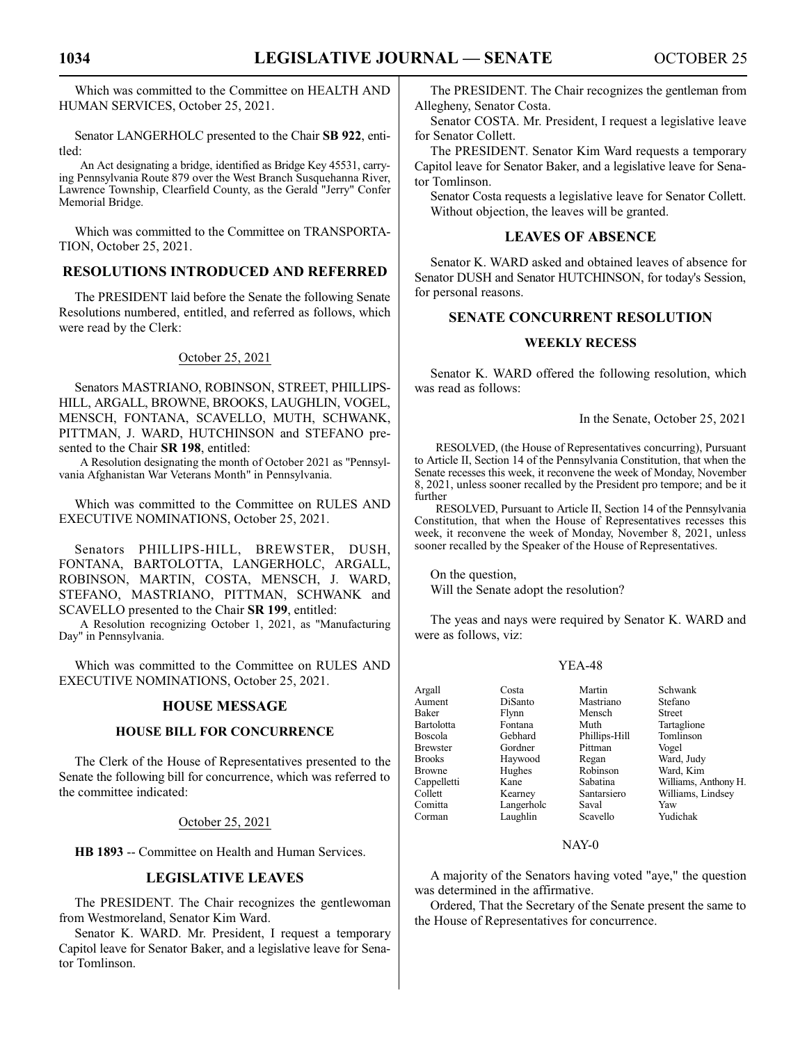Which was committed to the Committee on HEALTH AND HUMAN SERVICES, October 25, 2021.

Senator LANGERHOLC presented to the Chair **SB 922**, entitled:

An Act designating a bridge, identified as Bridge Key 45531, carrying Pennsylvania Route 879 over the West Branch Susquehanna River, Lawrence Township, Clearfield County, as the Gerald "Jerry" Confer Memorial Bridge.

Which was committed to the Committee on TRANSPORTATION, October 25, 2021.

## RESOLUTIONS INTRODUCED AND REFERRED

The PRESIDENT laid before the Senate the following Senate Resolutions numbered, entitled, and referred as follows, which were read by the Clerk:

October 25, 2021

Senators MASTRIANO, ROBINSON, STREET, PHILLIPS-HILL, ARGALL, BROWNE, BROOKS, LAUGHLIN, VOGEL, MENSCH, FONTANA, SCAVELLO, MUTH, SCHWANK, PITTMAN, J. WARD, HUTCHINSON and STEFANO presented to the Chair **SR 198**, entitled:

A Resolution designating the month of October 2021 as "Pennsylvania Afghanistan War Veterans Month" in Pennsylvania.

Which was committed to the Committee on RULES AND EXECUTIVE NOMINATIONS, October 25, 2021.

Senators PHILLIPS-HILL, BREWSTER, DUSH, FONTANA, BARTOLOTTA, LANGERHOLC, ARGALL, ROBINSON, MARTIN, COSTA, MENSCH, J. WARD, STEFANO, MASTRIANO, PITTMAN, SCHWANK and SCAVELLO presented to the Chair **SR 199**, entitled:

A Resolution recognizing October 1, 2021, as "Manufacturing Day" in Pennsylvania.

Which was committed to the Committee on RULES AND EXECUTIVE NOMINATIONS, October 25, 2021.

## HOUSE MESSAGE

### HOUSE BILL FOR CONCURRENCE

The Clerk of the House of Representatives presented to the Senate the following bill for concurrence, which was referred to the committee indicated:

October 25, 2021

**HB 1893** -- Committee on Health and Human Services.

## LEGISLATIVE LEAVES

The PRESIDENT. The Chair recognizes the gentlewoman from Westmoreland, Senator Kim Ward.

Senator K. WARD. Mr. President, I request a temporary Capitol leave for Senator Baker, and a legislative leave for Senator Tomlinson.

The PRESIDENT. The Chair recognizes the gentleman from Allegheny, Senator Costa.

Senator COSTA. Mr. President, I request a legislative leave for Senator Collett.

The PRESIDENT. Senator Kim Ward requests a temporary Capitol leave for Senator Baker, and a legislative leave for Senator Tomlinson.

Senator Costa requests a legislative leave for Senator Collett. Without objection, the leaves will be granted.

## LEAVES OF ABSENCE

Senator K. WARD asked and obtained leaves of absence for Senator DUSH and Senator HUTCHINSON, for today's Session, for personal reasons.

## SENATE CONCURRENT RESOLUTION

### WEEKLY RECESS

Senator K. WARD offered the following resolution, which was read as follows:

In the Senate, October 25, 2021

RESOLVED, (the House of Representatives concurring), Pursuant to Article II, Section 14 of the Pennsylvania Constitution, that when the Senate recesses this week, it reconvene the week of Monday, November 8, 2021, unless sooner recalled by the President pro tempore; and be it further

RESOLVED, Pursuant to Article II, Section 14 of the Pennsylvania Constitution, that when the House of Representatives recesses this week, it reconvene the week of Monday, November 8, 2021, unless sooner recalled by the Speaker of the House of Representatives.

On the question,
Will the Senate adopt the resolution?

The yeas and nays were required by Senator K. WARD and were as follows, viz:

YEA-48

| | | | |
|---|---|---|---|
| Argall | Costa | Martin | Schwank |
| Aument | DiSanto | Mastriano | Stefano |
| Baker | Flynn | Mensch | Street |
| Bartolotta | Fontana | Muth | Tartaglione |
| Boscola | Gebhard | Phillips-Hill | Tomlinson |
| Brewster | Gordner | Pittman | Vogel |
| Brooks | Haywood | Regan | Ward, Judy |
| Browne | Hughes | Robinson | Ward, Kim |
| Cappelletti | Kane | Sabatina | Williams, Anthony H. |
| Collett | Kearney | Santarsiero | Williams, Lindsey |
| Comitta | Langerholc | Saval | Yaw |
| Corman | Laughlin | Scavello | Yudichak |

NAY-0

A majority of the Senators having voted "aye," the question was determined in the affirmative.

Ordered, That the Secretary of the Senate present the same to the House of Representatives for concurrence.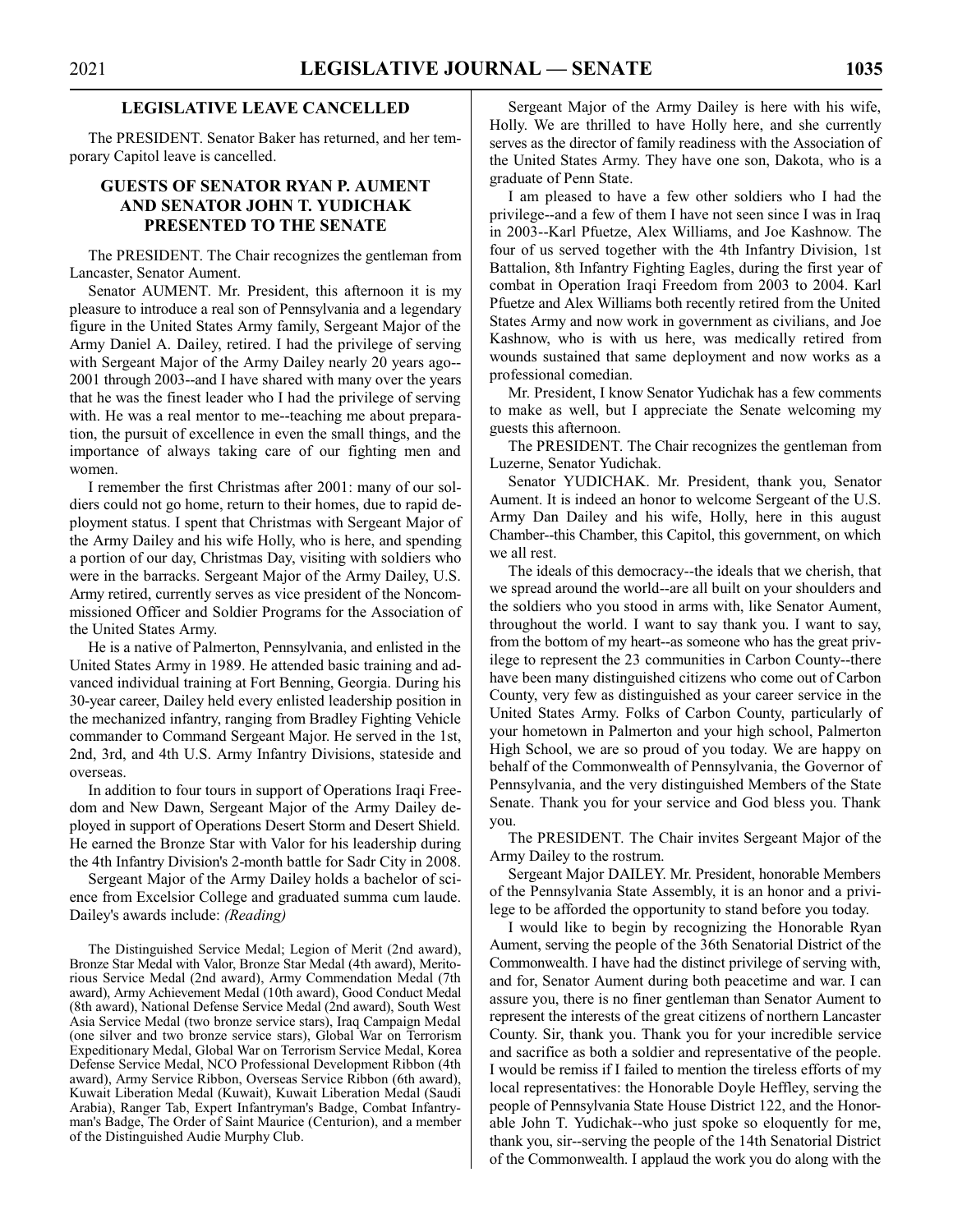## LEGISLATIVE LEAVE CANCELLED

The PRESIDENT. Senator Baker has returned, and her temporary Capitol leave is cancelled.

## GUESTS OF SENATOR RYAN P. AUMENT AND SENATOR JOHN T. YUDICHAK PRESENTED TO THE SENATE

The PRESIDENT. The Chair recognizes the gentleman from Lancaster, Senator Aument.

Senator AUMENT. Mr. President, this afternoon it is my pleasure to introduce a real son of Pennsylvania and a legendary figure in the United States Army family, Sergeant Major of the Army Daniel A. Dailey, retired. I had the privilege of serving with Sergeant Major of the Army Dailey nearly 20 years ago--2001 through 2003--and I have shared with many over the years that he was the finest leader who I had the privilege of serving with. He was a real mentor to me--teaching me about preparation, the pursuit of excellence in even the small things, and the importance of always taking care of our fighting men and women.

I remember the first Christmas after 2001: many of our soldiers could not go home, return to their homes, due to rapid deployment status. I spent that Christmas with Sergeant Major of the Army Dailey and his wife Holly, who is here, and spending a portion of our day, Christmas Day, visiting with soldiers who were in the barracks. Sergeant Major of the Army Dailey, U.S. Army retired, currently serves as vice president of the Noncommissioned Officer and Soldier Programs for the Association of the United States Army.

He is a native of Palmerton, Pennsylvania, and enlisted in the United States Army in 1989. He attended basic training and advanced individual training at Fort Benning, Georgia. During his 30-year career, Dailey held every enlisted leadership position in the mechanized infantry, ranging from Bradley Fighting Vehicle commander to Command Sergeant Major. He served in the 1st, 2nd, 3rd, and 4th U.S. Army Infantry Divisions, stateside and overseas.

In addition to four tours in support of Operations Iraqi Freedom and New Dawn, Sergeant Major of the Army Dailey deployed in support of Operations Desert Storm and Desert Shield. He earned the Bronze Star with Valor for his leadership during the 4th Infantry Division's 2-month battle for Sadr City in 2008.

Sergeant Major of the Army Dailey holds a bachelor of science from Excelsior College and graduated summa cum laude. Dailey's awards include: *(Reading)*

> The Distinguished Service Medal; Legion of Merit (2nd award), Bronze Star Medal with Valor, Bronze Star Medal (4th award), Meritorious Service Medal (2nd award), Army Commendation Medal (7th award), Army Achievement Medal (10th award), Good Conduct Medal (8th award), National Defense Service Medal (2nd award), South West Asia Service Medal (two bronze service stars), Iraq Campaign Medal (one silver and two bronze service stars), Global War on Terrorism Expeditionary Medal, Global War on Terrorism Service Medal, Korea Defense Service Medal, NCO Professional Development Ribbon (4th award), Army Service Ribbon, Overseas Service Ribbon (6th award), Kuwait Liberation Medal (Kuwait), Kuwait Liberation Medal (Saudi Arabia), Ranger Tab, Expert Infantryman's Badge, Combat Infantryman's Badge, The Order of Saint Maurice (Centurion), and a member of the Distinguished Audie Murphy Club.

Sergeant Major of the Army Dailey is here with his wife, Holly. We are thrilled to have Holly here, and she currently serves as the director of family readiness with the Association of the United States Army. They have one son, Dakota, who is a graduate of Penn State.

I am pleased to have a few other soldiers who I had the privilege--and a few of them I have not seen since I was in Iraq in 2003--Karl Pfuetze, Alex Williams, and Joe Kashnow. The four of us served together with the 4th Infantry Division, 1st Battalion, 8th Infantry Fighting Eagles, during the first year of combat in Operation Iraqi Freedom from 2003 to 2004. Karl Pfuetze and Alex Williams both recently retired from the United States Army and now work in government as civilians, and Joe Kashnow, who is with us here, was medically retired from wounds sustained that same deployment and now works as a professional comedian.

Mr. President, I know Senator Yudichak has a few comments to make as well, but I appreciate the Senate welcoming my guests this afternoon.

The PRESIDENT. The Chair recognizes the gentleman from Luzerne, Senator Yudichak.

Senator YUDICHAK. Mr. President, thank you, Senator Aument. It is indeed an honor to welcome Sergeant of the U.S. Army Dan Dailey and his wife, Holly, here in this august Chamber--this Chamber, this Capitol, this government, on which we all rest.

The ideals of this democracy--the ideals that we cherish, that we spread around the world--are all built on your shoulders and the soldiers who you stood in arms with, like Senator Aument, throughout the world. I want to say thank you. I want to say, from the bottom of my heart--as someone who has the great privilege to represent the 23 communities in Carbon County--there have been many distinguished citizens who come out of Carbon County, very few as distinguished as your career service in the United States Army. Folks of Carbon County, particularly of your hometown in Palmerton and your high school, Palmerton High School, we are so proud of you today. We are happy on behalf of the Commonwealth of Pennsylvania, the Governor of Pennsylvania, and the very distinguished Members of the State Senate. Thank you for your service and God bless you. Thank you.

The PRESIDENT. The Chair invites Sergeant Major of the Army Dailey to the rostrum.

Sergeant Major DAILEY. Mr. President, honorable Members of the Pennsylvania State Assembly, it is an honor and a privilege to be afforded the opportunity to stand before you today.

I would like to begin by recognizing the Honorable Ryan Aument, serving the people of the 36th Senatorial District of the Commonwealth. I have had the distinct privilege of serving with, and for, Senator Aument during both peacetime and war. I can assure you, there is no finer gentleman than Senator Aument to represent the interests of the great citizens of northern Lancaster County. Sir, thank you. Thank you for your incredible service and sacrifice as both a soldier and representative of the people. I would be remiss if I failed to mention the tireless efforts of my local representatives: the Honorable Doyle Heffley, serving the people of Pennsylvania State House District 122, and the Honorable John T. Yudichak--who just spoke so eloquently for me, thank you, sir--serving the people of the 14th Senatorial District of the Commonwealth. I applaud the work you do along with the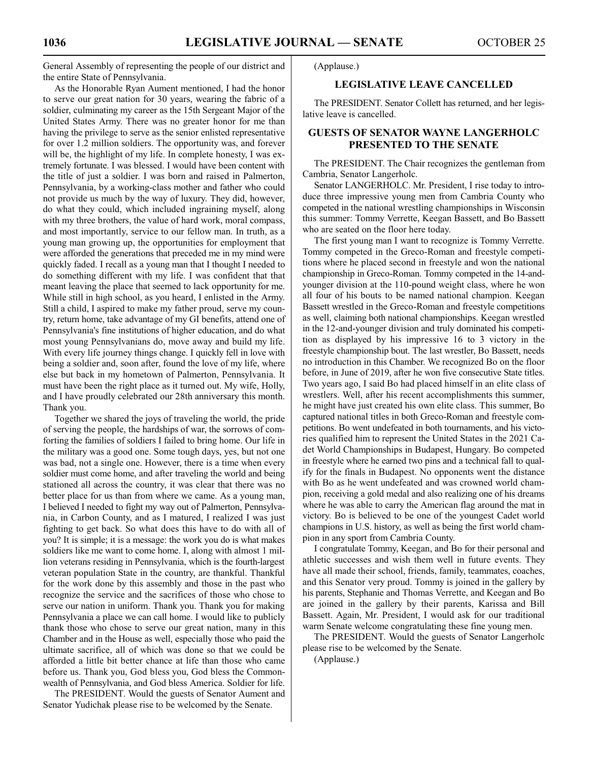General Assembly of representing the people of our district and the entire State of Pennsylvania.

As the Honorable Ryan Aument mentioned, I had the honor to serve our great nation for 30 years, wearing the fabric of a soldier, culminating my career as the 15th Sergeant Major of the United States Army. There was no greater honor for me than having the privilege to serve as the senior enlisted representative for over 1.2 million soldiers. The opportunity was, and forever will be, the highlight of my life. In complete honesty, I was extremely fortunate. I was blessed. I would have been content with the title of just a soldier. I was born and raised in Palmerton, Pennsylvania, by a working-class mother and father who could not provide us much by the way of luxury. They did, however, do what they could, which included ingraining myself, along with my three brothers, the value of hard work, moral compass, and most importantly, service to our fellow man. In truth, as a young man growing up, the opportunities for employment that were afforded the generations that preceded me in my mind were quickly faded. I recall as a young man that I thought I needed to do something different with my life. I was confident that that meant leaving the place that seemed to lack opportunity for me. While still in high school, as you heard, I enlisted in the Army. Still a child, I aspired to make my father proud, serve my country, return home, take advantage of my GI benefits, attend one of Pennsylvania's fine institutions of higher education, and do what most young Pennsylvanians do, move away and build my life. With every life journey things change. I quickly fell in love with being a soldier and, soon after, found the love of my life, where else but back in my hometown of Palmerton, Pennsylvania. It must have been the right place as it turned out. My wife, Holly, and I have proudly celebrated our 28th anniversary this month. Thank you.

Together we shared the joys of traveling the world, the pride of serving the people, the hardships of war, the sorrows of comforting the families of soldiers I failed to bring home. Our life in the military was a good one. Some tough days, yes, but not one was bad, not a single one. However, there is a time when every soldier must come home, and after traveling the world and being stationed all across the country, it was clear that there was no better place for us than from where we came. As a young man, I believed I needed to fight my way out of Palmerton, Pennsylvania, in Carbon County, and as I matured, I realized I was just fighting to get back. So what does this have to do with all of you? It is simple; it is a message: the work you do is what makes soldiers like me want to come home. I, along with almost 1 million veterans residing in Pennsylvania, which is the fourth-largest veteran population State in the country, are thankful. Thankful for the work done by this assembly and those in the past who recognize the service and the sacrifices of those who chose to serve our nation in uniform. Thank you. Thank you for making Pennsylvania a place we can call home. I would like to publicly thank those who chose to serve our great nation, many in this Chamber and in the House as well, especially those who paid the ultimate sacrifice, all of which was done so that we could be afforded a little bit better chance at life than those who came before us. Thank you, God bless you, God bless the Commonwealth of Pennsylvania, and God bless America. Soldier for life.

The PRESIDENT. Would the guests of Senator Aument and Senator Yudichak please rise to be welcomed by the Senate.

(Applause.)

## LEGISLATIVE LEAVE CANCELLED

The PRESIDENT. Senator Collett has returned, and her legislative leave is cancelled.

## GUESTS OF SENATOR WAYNE LANGERHOLC PRESENTED TO THE SENATE

The PRESIDENT. The Chair recognizes the gentleman from Cambria, Senator Langerholc.

Senator LANGERHOLC. Mr. President, I rise today to introduce three impressive young men from Cambria County who competed in the national wrestling championships in Wisconsin this summer: Tommy Verrette, Keegan Bassett, and Bo Bassett who are seated on the floor here today.

The first young man I want to recognize is Tommy Verrette. Tommy competed in the Greco-Roman and freestyle competitions where he placed second in freestyle and won the national championship in Greco-Roman. Tommy competed in the 14-and-younger division at the 110-pound weight class, where he won all four of his bouts to be named national champion. Keegan Bassett wrestled in the Greco-Roman and freestyle competitions as well, claiming both national championships. Keegan wrestled in the 12-and-younger division and truly dominated his competition as displayed by his impressive 16 to 3 victory in the freestyle championship bout. The last wrestler, Bo Bassett, needs no introduction in this Chamber. We recognized Bo on the floor before, in June of 2019, after he won five consecutive State titles. Two years ago, I said Bo had placed himself in an elite class of wrestlers. Well, after his recent accomplishments this summer, he might have just created his own elite class. This summer, Bo captured national titles in both Greco-Roman and freestyle competitions. Bo went undefeated in both tournaments, and his victories qualified him to represent the United States in the 2021 Cadet World Championships in Budapest, Hungary. Bo competed in freestyle where he earned two pins and a technical fall to qualify for the finals in Budapest. No opponents went the distance with Bo as he went undefeated and was crowned world champion, receiving a gold medal and also realizing one of his dreams where he was able to carry the American flag around the mat in victory. Bo is believed to be one of the youngest Cadet world champions in U.S. history, as well as being the first world champion in any sport from Cambria County.

I congratulate Tommy, Keegan, and Bo for their personal and athletic successes and wish them well in future events. They have all made their school, friends, family, teammates, coaches, and this Senator very proud. Tommy is joined in the gallery by his parents, Stephanie and Thomas Verrette, and Keegan and Bo are joined in the gallery by their parents, Karissa and Bill Bassett. Again, Mr. President, I would ask for our traditional warm Senate welcome congratulating these fine young men.

The PRESIDENT. Would the guests of Senator Langerholc please rise to be welcomed by the Senate.

(Applause.)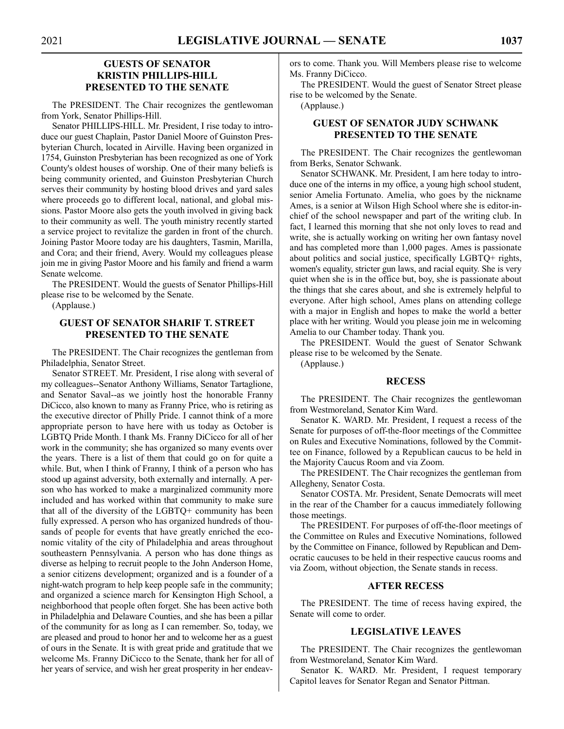## GUESTS OF SENATOR KRISTIN PHILLIPS-HILL PRESENTED TO THE SENATE

The PRESIDENT. The Chair recognizes the gentlewoman from York, Senator Phillips-Hill.

Senator PHILLIPS-HILL. Mr. President, I rise today to introduce our guest Chaplain, Pastor Daniel Moore of Guinston Presbyterian Church, located in Airville. Having been organized in 1754, Guinston Presbyterian has been recognized as one of York County's oldest houses of worship. One of their many beliefs is being community oriented, and Guinston Presbyterian Church serves their community by hosting blood drives and yard sales where proceeds go to different local, national, and global missions. Pastor Moore also gets the youth involved in giving back to their community as well. The youth ministry recently started a service project to revitalize the garden in front of the church. Joining Pastor Moore today are his daughters, Tasmin, Marilla, and Cora; and their friend, Avery. Would my colleagues please join me in giving Pastor Moore and his family and friend a warm Senate welcome.

The PRESIDENT. Would the guests of Senator Phillips-Hill please rise to be welcomed by the Senate.

(Applause.)

## GUEST OF SENATOR SHARIF T. STREET PRESENTED TO THE SENATE

The PRESIDENT. The Chair recognizes the gentleman from Philadelphia, Senator Street.

Senator STREET. Mr. President, I rise along with several of my colleagues--Senator Anthony Williams, Senator Tartaglione, and Senator Saval--as we jointly host the honorable Franny DiCicco, also known to many as Franny Price, who is retiring as the executive director of Philly Pride. I cannot think of a more appropriate person to have here with us today as October is LGBTQ Pride Month. I thank Ms. Franny DiCicco for all of her work in the community; she has organized so many events over the years. There is a list of them that could go on for quite a while. But, when I think of Franny, I think of a person who has stood up against adversity, both externally and internally. A person who has worked to make a marginalized community more included and has worked within that community to make sure that all of the diversity of the LGBTQ+ community has been fully expressed. A person who has organized hundreds of thousands of people for events that have greatly enriched the economic vitality of the city of Philadelphia and areas throughout southeastern Pennsylvania. A person who has done things as diverse as helping to recruit people to the John Anderson Home, a senior citizens development; organized and is a founder of a night-watch program to help keep people safe in the community; and organized a science march for Kensington High School, a neighborhood that people often forget. She has been active both in Philadelphia and Delaware Counties, and she has been a pillar of the community for as long as I can remember. So, today, we are pleased and proud to honor her and to welcome her as a guest of ours in the Senate. It is with great pride and gratitude that we welcome Ms. Franny DiCicco to the Senate, thank her for all of her years of service, and wish her great prosperity in her endeavors to come. Thank you. Will Members please rise to welcome Ms. Franny DiCicco.

The PRESIDENT. Would the guest of Senator Street please rise to be welcomed by the Senate.

(Applause.)

## GUEST OF SENATOR JUDY SCHWANK PRESENTED TO THE SENATE

The PRESIDENT. The Chair recognizes the gentlewoman from Berks, Senator Schwank.

Senator SCHWANK. Mr. President, I am here today to introduce one of the interns in my office, a young high school student, senior Amelia Fortunato. Amelia, who goes by the nickname Ames, is a senior at Wilson High School where she is editor-in-chief of the school newspaper and part of the writing club. In fact, I learned this morning that she not only loves to read and write, she is actually working on writing her own fantasy novel and has completed more than 1,000 pages. Ames is passionate about politics and social justice, specifically LGBTQ+ rights, women's equality, stricter gun laws, and racial equity. She is very quiet when she is in the office but, boy, she is passionate about the things that she cares about, and she is extremely helpful to everyone. After high school, Ames plans on attending college with a major in English and hopes to make the world a better place with her writing. Would you please join me in welcoming Amelia to our Chamber today. Thank you.

The PRESIDENT. Would the guest of Senator Schwank please rise to be welcomed by the Senate.

(Applause.)

## RECESS

The PRESIDENT. The Chair recognizes the gentlewoman from Westmoreland, Senator Kim Ward.

Senator K. WARD. Mr. President, I request a recess of the Senate for purposes of off-the-floor meetings of the Committee on Rules and Executive Nominations, followed by the Committee on Finance, followed by a Republican caucus to be held in the Majority Caucus Room and via Zoom.

The PRESIDENT. The Chair recognizes the gentleman from Allegheny, Senator Costa.

Senator COSTA. Mr. President, Senate Democrats will meet in the rear of the Chamber for a caucus immediately following those meetings.

The PRESIDENT. For purposes of off-the-floor meetings of the Committee on Rules and Executive Nominations, followed by the Committee on Finance, followed by Republican and Democratic caucuses to be held in their respective caucus rooms and via Zoom, without objection, the Senate stands in recess.

## AFTER RECESS

The PRESIDENT. The time of recess having expired, the Senate will come to order.

## LEGISLATIVE LEAVES

The PRESIDENT. The Chair recognizes the gentlewoman from Westmoreland, Senator Kim Ward.

Senator K. WARD. Mr. President, I request temporary Capitol leaves for Senator Regan and Senator Pittman.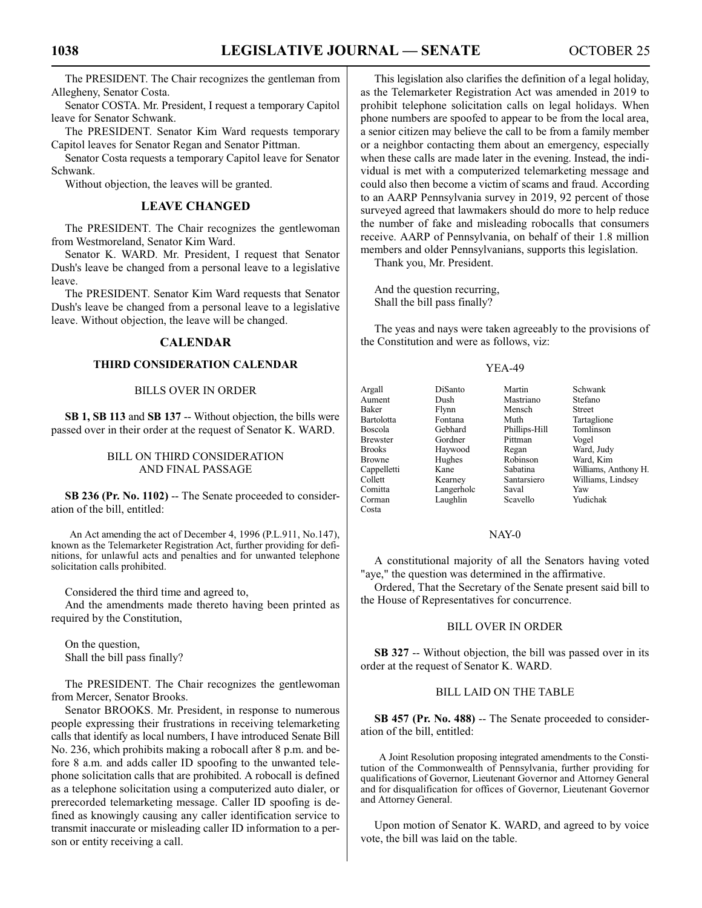The PRESIDENT. The Chair recognizes the gentleman from Allegheny, Senator Costa.

Senator COSTA. Mr. President, I request a temporary Capitol leave for Senator Schwank.

The PRESIDENT. Senator Kim Ward requests temporary Capitol leaves for Senator Regan and Senator Pittman.

Senator Costa requests a temporary Capitol leave for Senator Schwank.

Without objection, the leaves will be granted.

## LEAVE CHANGED

The PRESIDENT. The Chair recognizes the gentlewoman from Westmoreland, Senator Kim Ward.

Senator K. WARD. Mr. President, I request that Senator Dush's leave be changed from a personal leave to a legislative leave.

The PRESIDENT. Senator Kim Ward requests that Senator Dush's leave be changed from a personal leave to a legislative leave. Without objection, the leave will be changed.

## CALENDAR

### THIRD CONSIDERATION CALENDAR

BILLS OVER IN ORDER

**SB 1, SB 113** and **SB 137** -- Without objection, the bills were passed over in their order at the request of Senator K. WARD.

BILL ON THIRD CONSIDERATION AND FINAL PASSAGE

**SB 236 (Pr. No. 1102)** -- The Senate proceeded to consideration of the bill, entitled:

An Act amending the act of December 4, 1996 (P.L.911, No.147), known as the Telemarketer Registration Act, further providing for definitions, for unlawful acts and penalties and for unwanted telephone solicitation calls prohibited.

Considered the third time and agreed to,

And the amendments made thereto having been printed as required by the Constitution,

On the question,
Shall the bill pass finally?

The PRESIDENT. The Chair recognizes the gentlewoman from Mercer, Senator Brooks.

Senator BROOKS. Mr. President, in response to numerous people expressing their frustrations in receiving telemarketing calls that identify as local numbers, I have introduced Senate Bill No. 236, which prohibits making a robocall after 8 p.m. and before 8 a.m. and adds caller ID spoofing to the unwanted telephone solicitation calls that are prohibited. A robocall is defined as a telephone solicitation using a computerized auto dialer, or prerecorded telemarketing message. Caller ID spoofing is defined as knowingly causing any caller identification service to transmit inaccurate or misleading caller ID information to a person or entity receiving a call.

This legislation also clarifies the definition of a legal holiday, as the Telemarketer Registration Act was amended in 2019 to prohibit telephone solicitation calls on legal holidays. When phone numbers are spoofed to appear to be from the local area, a senior citizen may believe the call to be from a family member or a neighbor contacting them about an emergency, especially when these calls are made later in the evening. Instead, the individual is met with a computerized telemarketing message and could also then become a victim of scams and fraud. According to an AARP Pennsylvania survey in 2019, 92 percent of those surveyed agreed that lawmakers should do more to help reduce the number of fake and misleading robocalls that consumers receive. AARP of Pennsylvania, on behalf of their 1.8 million members and older Pennsylvanians, supports this legislation.

Thank you, Mr. President.

And the question recurring,
Shall the bill pass finally?

The yeas and nays were taken agreeably to the provisions of the Constitution and were as follows, viz:

YEA-49

| | | | |
|---|---|---|---|
| Argall | DiSanto | Martin | Schwank |
| Aument | Dush | Mastriano | Stefano |
| Baker | Flynn | Mensch | Street |
| Bartolotta | Fontana | Muth | Tartaglione |
| Boscola | Gebhard | Phillips-Hill | Tomlinson |
| Brewster | Gordner | Pittman | Vogel |
| Brooks | Haywood | Regan | Ward, Judy |
| Browne | Hughes | Robinson | Ward, Kim |
| Cappelletti | Kane | Sabatina | Williams, Anthony H. |
| Collett | Kearney | Santarsiero | Williams, Lindsey |
| Comitta | Langerholc | Saval | Yaw |
| Corman | Laughlin | Scavello | Yudichak |
| Costa | | | |

NAY-0

A constitutional majority of all the Senators having voted "aye," the question was determined in the affirmative.

Ordered, That the Secretary of the Senate present said bill to the House of Representatives for concurrence.

BILL OVER IN ORDER

**SB 327** -- Without objection, the bill was passed over in its order at the request of Senator K. WARD.

BILL LAID ON THE TABLE

**SB 457 (Pr. No. 488)** -- The Senate proceeded to consideration of the bill, entitled:

A Joint Resolution proposing integrated amendments to the Constitution of the Commonwealth of Pennsylvania, further providing for qualifications of Governor, Lieutenant Governor and Attorney General and for disqualification for offices of Governor, Lieutenant Governor and Attorney General.

Upon motion of Senator K. WARD, and agreed to by voice vote, the bill was laid on the table.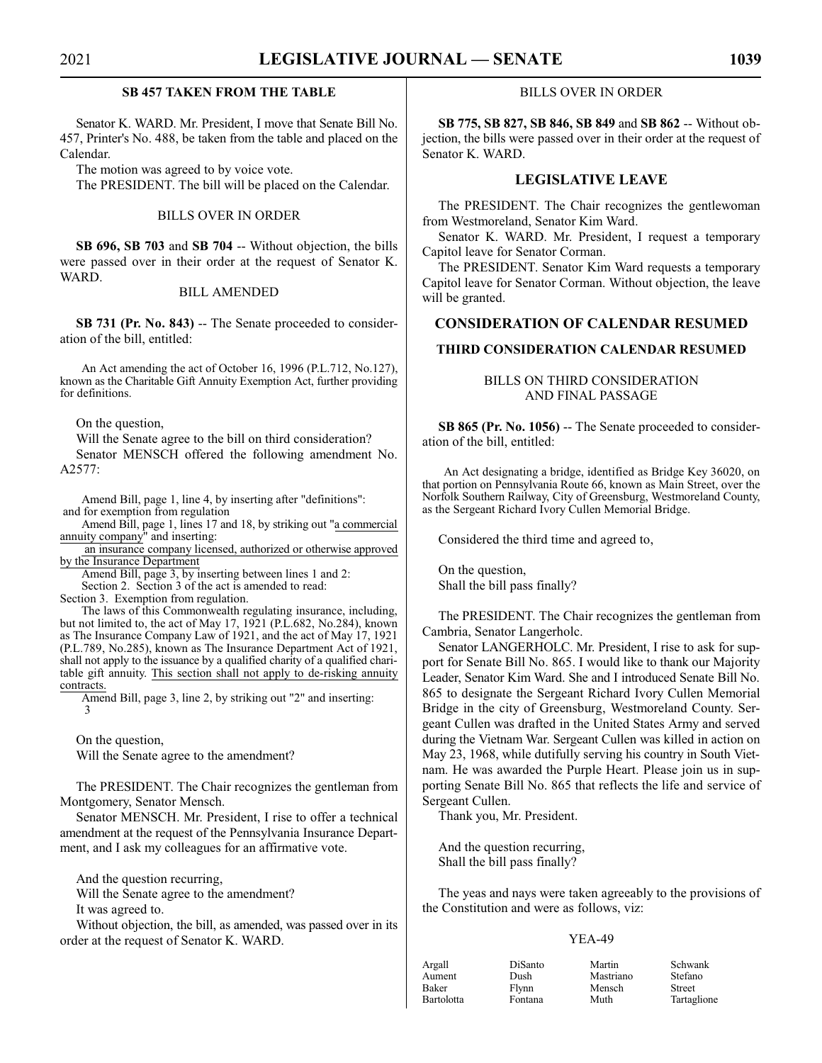### SB 457 TAKEN FROM THE TABLE

Senator K. WARD. Mr. President, I move that Senate Bill No. 457, Printer's No. 488, be taken from the table and placed on the Calendar.

The motion was agreed to by voice vote.

The PRESIDENT. The bill will be placed on the Calendar.

#### BILLS OVER IN ORDER

**SB 696, SB 703** and **SB 704** -- Without objection, the bills were passed over in their order at the request of Senator K. WARD.

#### BILL AMENDED

**SB 731 (Pr. No. 843)** -- The Senate proceeded to consideration of the bill, entitled:

An Act amending the act of October 16, 1996 (P.L.712, No.127), known as the Charitable Gift Annuity Exemption Act, further providing for definitions.

On the question,

Will the Senate agree to the bill on third consideration?

Senator MENSCH offered the following amendment No. A2577:

Amend Bill, page 1, line 4, by inserting after "definitions":
and for exemption from regulation

Amend Bill, page 1, lines 17 and 18, by striking out "a commercial annuity company" and inserting:
an insurance company licensed, authorized or otherwise approved by the Insurance Department

Amend Bill, page 3, by inserting between lines 1 and 2:

Section 2. Section 3 of the act is amended to read:

Section 3. Exemption from regulation.

The laws of this Commonwealth regulating insurance, including, but not limited to, the act of May 17, 1921 (P.L.682, No.284), known as The Insurance Company Law of 1921, and the act of May 17, 1921 (P.L.789, No.285), known as The Insurance Department Act of 1921, shall not apply to the issuance by a qualified charity of a qualified charitable gift annuity. This section shall not apply to de-risking annuity contracts.

Amend Bill, page 3, line 2, by striking out "2" and inserting:
3

On the question,

Will the Senate agree to the amendment?

The PRESIDENT. The Chair recognizes the gentleman from Montgomery, Senator Mensch.

Senator MENSCH. Mr. President, I rise to offer a technical amendment at the request of the Pennsylvania Insurance Department, and I ask my colleagues for an affirmative vote.

And the question recurring,

Will the Senate agree to the amendment?

It was agreed to.

Without objection, the bill, as amended, was passed over in its order at the request of Senator K. WARD.

#### BILLS OVER IN ORDER

**SB 775, SB 827, SB 846, SB 849** and **SB 862** -- Without objection, the bills were passed over in their order at the request of Senator K. WARD.

### LEGISLATIVE LEAVE

The PRESIDENT. The Chair recognizes the gentlewoman from Westmoreland, Senator Kim Ward.

Senator K. WARD. Mr. President, I request a temporary Capitol leave for Senator Corman.

The PRESIDENT. Senator Kim Ward requests a temporary Capitol leave for Senator Corman. Without objection, the leave will be granted.

### CONSIDERATION OF CALENDAR RESUMED

### THIRD CONSIDERATION CALENDAR RESUMED

#### BILLS ON THIRD CONSIDERATION AND FINAL PASSAGE

**SB 865 (Pr. No. 1056)** -- The Senate proceeded to consideration of the bill, entitled:

An Act designating a bridge, identified as Bridge Key 36020, on that portion on Pennsylvania Route 66, known as Main Street, over the Norfolk Southern Railway, City of Greensburg, Westmoreland County, as the Sergeant Richard Ivory Cullen Memorial Bridge.

Considered the third time and agreed to,

On the question,

Shall the bill pass finally?

The PRESIDENT. The Chair recognizes the gentleman from Cambria, Senator Langerholc.

Senator LANGERHOLC. Mr. President, I rise to ask for support for Senate Bill No. 865. I would like to thank our Majority Leader, Senator Kim Ward. She and I introduced Senate Bill No. 865 to designate the Sergeant Richard Ivory Cullen Memorial Bridge in the city of Greensburg, Westmoreland County. Sergeant Cullen was drafted in the United States Army and served during the Vietnam War. Sergeant Cullen was killed in action on May 23, 1968, while dutifully serving his country in South Vietnam. He was awarded the Purple Heart. Please join us in supporting Senate Bill No. 865 that reflects the life and service of Sergeant Cullen.

Thank you, Mr. President.

And the question recurring,

Shall the bill pass finally?

The yeas and nays were taken agreeably to the provisions of the Constitution and were as follows, viz:

YEA-49

| | | | |
|---|---|---|---|
| Argall | DiSanto | Martin | Schwank |
| Aument | Dush | Mastriano | Stefano |
| Baker | Flynn | Mensch | Street |
| Bartolotta | Fontana | Muth | Tartaglione |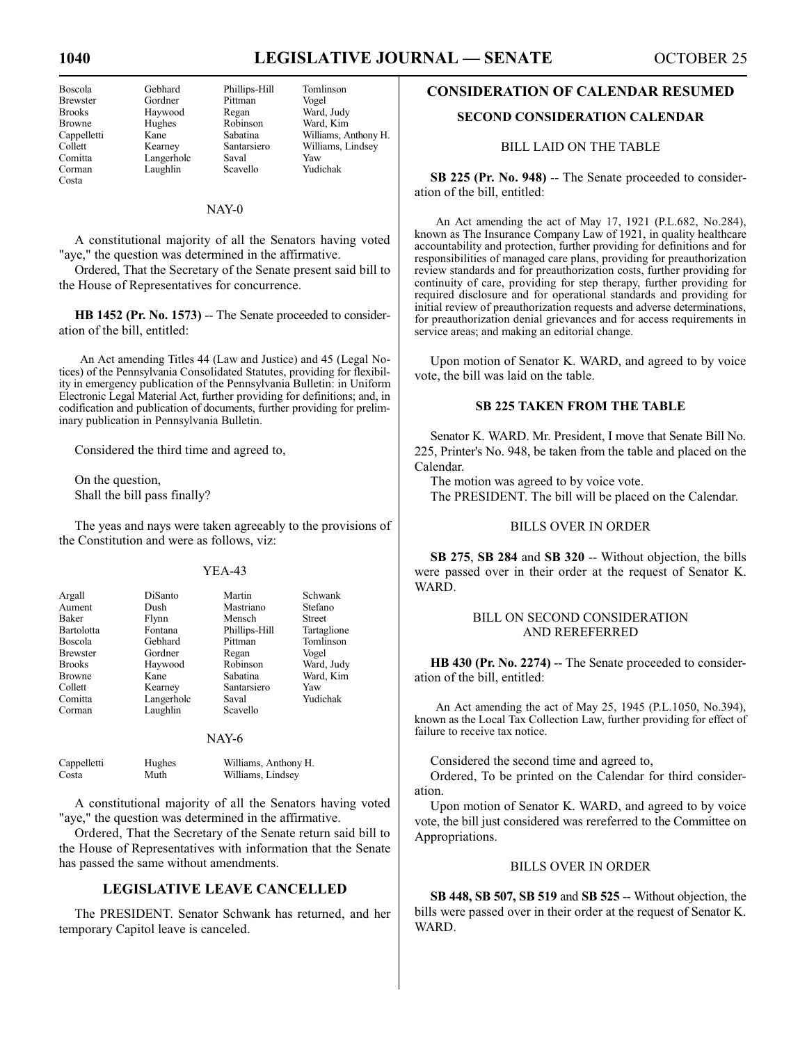| | | | |
|---|---|---|---|
| Boscola | Gebhard | Phillips-Hill | Tomlinson |
| Brewster | Gordner | Pittman | Vogel |
| Brooks | Haywood | Regan | Ward, Judy |
| Browne | Hughes | Robinson | Ward, Kim |
| Cappelletti | Kane | Sabatina | Williams, Anthony H. |
| Collett | Kearney | Santarsiero | Williams, Lindsey |
| Comitta | Langerholc | Saval | Yaw |
| Corman | Laughlin | Scavello | Yudichak |
| Costa | | | |

NAY-0

A constitutional majority of all the Senators having voted "aye," the question was determined in the affirmative.

Ordered, That the Secretary of the Senate present said bill to the House of Representatives for concurrence.

**HB 1452 (Pr. No. 1573)** -- The Senate proceeded to consideration of the bill, entitled:

An Act amending Titles 44 (Law and Justice) and 45 (Legal Notices) of the Pennsylvania Consolidated Statutes, providing for flexibility in emergency publication of the Pennsylvania Bulletin: in Uniform Electronic Legal Material Act, further providing for definitions; and, in codification and publication of documents, further providing for preliminary publication in Pennsylvania Bulletin.

Considered the third time and agreed to,

On the question,
Shall the bill pass finally?

The yeas and nays were taken agreeably to the provisions of the Constitution and were as follows, viz:

YEA-43

| | | | |
|---|---|---|---|
| Argall | DiSanto | Martin | Schwank |
| Aument | Dush | Mastriano | Stefano |
| Baker | Flynn | Mensch | Street |
| Bartolotta | Fontana | Phillips-Hill | Tartaglione |
| Boscola | Gebhard | Pittman | Tomlinson |
| Brewster | Gordner | Regan | Vogel |
| Brooks | Haywood | Robinson | Ward, Judy |
| Browne | Kane | Sabatina | Ward, Kim |
| Collett | Kearney | Santarsiero | Yaw |
| Comitta | Langerholc | Saval | Yudichak |
| Corman | Laughlin | Scavello | |

NAY-6

| | | |
|---|---|---|
| Cappelletti | Hughes | Williams, Anthony H. |
| Costa | Muth | Williams, Lindsey |

A constitutional majority of all the Senators having voted "aye," the question was determined in the affirmative.

Ordered, That the Secretary of the Senate return said bill to the House of Representatives with information that the Senate has passed the same without amendments.

## LEGISLATIVE LEAVE CANCELLED

The PRESIDENT. Senator Schwank has returned, and her temporary Capitol leave is canceled.

## CONSIDERATION OF CALENDAR RESUMED

### SECOND CONSIDERATION CALENDAR

#### BILL LAID ON THE TABLE

**SB 225 (Pr. No. 948)** -- The Senate proceeded to consideration of the bill, entitled:

An Act amending the act of May 17, 1921 (P.L.682, No.284), known as The Insurance Company Law of 1921, in quality healthcare accountability and protection, further providing for definitions and for responsibilities of managed care plans, providing for preauthorization review standards and for preauthorization costs, further providing for continuity of care, providing for step therapy, further providing for required disclosure and for operational standards and providing for initial review of preauthorization requests and adverse determinations, for preauthorization denial grievances and for access requirements in service areas; and making an editorial change.

Upon motion of Senator K. WARD, and agreed to by voice vote, the bill was laid on the table.

#### SB 225 TAKEN FROM THE TABLE

Senator K. WARD. Mr. President, I move that Senate Bill No. 225, Printer's No. 948, be taken from the table and placed on the Calendar.

The motion was agreed to by voice vote.

The PRESIDENT. The bill will be placed on the Calendar.

#### BILLS OVER IN ORDER

**SB 275**, **SB 284** and **SB 320** -- Without objection, the bills were passed over in their order at the request of Senator K. WARD.

#### BILL ON SECOND CONSIDERATION AND REREFERRED

**HB 430 (Pr. No. 2274)** -- The Senate proceeded to consideration of the bill, entitled:

An Act amending the act of May 25, 1945 (P.L.1050, No.394), known as the Local Tax Collection Law, further providing for effect of failure to receive tax notice.

Considered the second time and agreed to,

Ordered, To be printed on the Calendar for third consideration.

Upon motion of Senator K. WARD, and agreed to by voice vote, the bill just considered was rereferred to the Committee on Appropriations.

#### BILLS OVER IN ORDER

**SB 448, SB 507, SB 519** and **SB 525** -- Without objection, the bills were passed over in their order at the request of Senator K. WARD.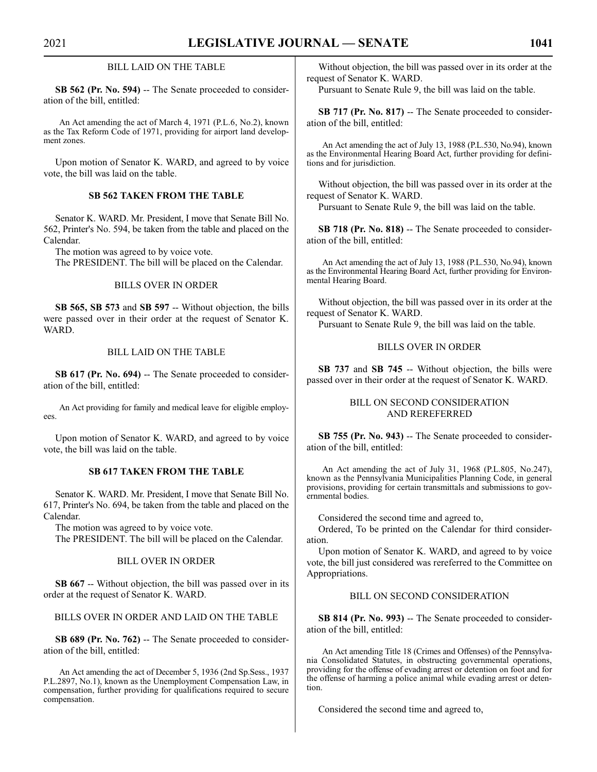## BILL LAID ON THE TABLE

**SB 562 (Pr. No. 594)** -- The Senate proceeded to consideration of the bill, entitled:

An Act amending the act of March 4, 1971 (P.L.6, No.2), known as the Tax Reform Code of 1971, providing for airport land development zones.

Upon motion of Senator K. WARD, and agreed to by voice vote, the bill was laid on the table.

## SB 562 TAKEN FROM THE TABLE

Senator K. WARD. Mr. President, I move that Senate Bill No. 562, Printer's No. 594, be taken from the table and placed on the Calendar.

The motion was agreed to by voice vote.

The PRESIDENT. The bill will be placed on the Calendar.

## BILLS OVER IN ORDER

**SB 565, SB 573** and **SB 597** -- Without objection, the bills were passed over in their order at the request of Senator K. WARD.

## BILL LAID ON THE TABLE

**SB 617 (Pr. No. 694)** -- The Senate proceeded to consideration of the bill, entitled:

An Act providing for family and medical leave for eligible employees.

Upon motion of Senator K. WARD, and agreed to by voice vote, the bill was laid on the table.

## SB 617 TAKEN FROM THE TABLE

Senator K. WARD. Mr. President, I move that Senate Bill No. 617, Printer's No. 694, be taken from the table and placed on the Calendar.

The motion was agreed to by voice vote.

The PRESIDENT. The bill will be placed on the Calendar.

## BILL OVER IN ORDER

**SB 667** -- Without objection, the bill was passed over in its order at the request of Senator K. WARD.

## BILLS OVER IN ORDER AND LAID ON THE TABLE

**SB 689 (Pr. No. 762)** -- The Senate proceeded to consideration of the bill, entitled:

An Act amending the act of December 5, 1936 (2nd Sp.Sess., 1937 P.L.2897, No.1), known as the Unemployment Compensation Law, in compensation, further providing for qualifications required to secure compensation.

Without objection, the bill was passed over in its order at the request of Senator K. WARD.

Pursuant to Senate Rule 9, the bill was laid on the table.

**SB 717 (Pr. No. 817)** -- The Senate proceeded to consideration of the bill, entitled:

An Act amending the act of July 13, 1988 (P.L.530, No.94), known as the Environmental Hearing Board Act, further providing for definitions and for jurisdiction.

Without objection, the bill was passed over in its order at the request of Senator K. WARD.

Pursuant to Senate Rule 9, the bill was laid on the table.

**SB 718 (Pr. No. 818)** -- The Senate proceeded to consideration of the bill, entitled:

An Act amending the act of July 13, 1988 (P.L.530, No.94), known as the Environmental Hearing Board Act, further providing for Environmental Hearing Board.

Without objection, the bill was passed over in its order at the request of Senator K. WARD.

Pursuant to Senate Rule 9, the bill was laid on the table.

## BILLS OVER IN ORDER

**SB 737** and **SB 745** -- Without objection, the bills were passed over in their order at the request of Senator K. WARD.

## BILL ON SECOND CONSIDERATION AND REREFERRED

**SB 755 (Pr. No. 943)** -- The Senate proceeded to consideration of the bill, entitled:

An Act amending the act of July 31, 1968 (P.L.805, No.247), known as the Pennsylvania Municipalities Planning Code, in general provisions, providing for certain transmittals and submissions to governmental bodies.

Considered the second time and agreed to,

Ordered, To be printed on the Calendar for third consideration.

Upon motion of Senator K. WARD, and agreed to by voice vote, the bill just considered was rereferred to the Committee on Appropriations.

## BILL ON SECOND CONSIDERATION

**SB 814 (Pr. No. 993)** -- The Senate proceeded to consideration of the bill, entitled:

An Act amending Title 18 (Crimes and Offenses) of the Pennsylvania Consolidated Statutes, in obstructing governmental operations, providing for the offense of evading arrest or detention on foot and for the offense of harming a police animal while evading arrest or detention.

Considered the second time and agreed to,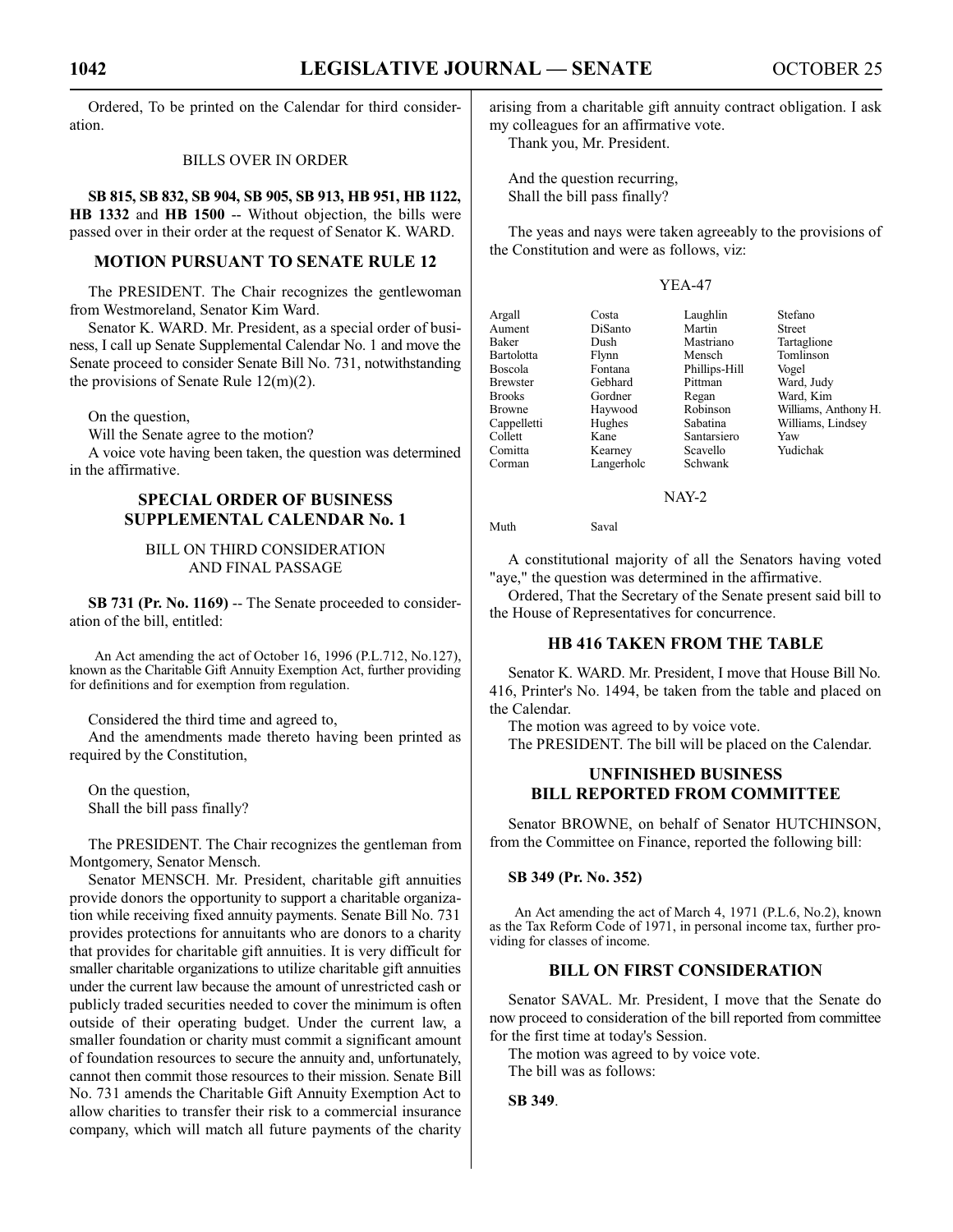Ordered, To be printed on the Calendar for third consideration.

BILLS OVER IN ORDER

**SB 815, SB 832, SB 904, SB 905, SB 913, HB 951, HB 1122, HB 1332** and **HB 1500** -- Without objection, the bills were passed over in their order at the request of Senator K. WARD.

## MOTION PURSUANT TO SENATE RULE 12

The PRESIDENT. The Chair recognizes the gentlewoman from Westmoreland, Senator Kim Ward.

Senator K. WARD. Mr. President, as a special order of business, I call up Senate Supplemental Calendar No. 1 and move the Senate proceed to consider Senate Bill No. 731, notwithstanding the provisions of Senate Rule 12(m)(2).

On the question,

Will the Senate agree to the motion?

A voice vote having been taken, the question was determined in the affirmative.

## SPECIAL ORDER OF BUSINESS SUPPLEMENTAL CALENDAR No. 1

BILL ON THIRD CONSIDERATION AND FINAL PASSAGE

**SB 731 (Pr. No. 1169)** -- The Senate proceeded to consideration of the bill, entitled:

An Act amending the act of October 16, 1996 (P.L.712, No.127), known as the Charitable Gift Annuity Exemption Act, further providing for definitions and for exemption from regulation.

Considered the third time and agreed to,

And the amendments made thereto having been printed as required by the Constitution,

On the question,

Shall the bill pass finally?

The PRESIDENT. The Chair recognizes the gentleman from Montgomery, Senator Mensch.

Senator MENSCH. Mr. President, charitable gift annuities provide donors the opportunity to support a charitable organization while receiving fixed annuity payments. Senate Bill No. 731 provides protections for annuitants who are donors to a charity that provides for charitable gift annuities. It is very difficult for smaller charitable organizations to utilize charitable gift annuities under the current law because the amount of unrestricted cash or publicly traded securities needed to cover the minimum is often outside of their operating budget. Under the current law, a smaller foundation or charity must commit a significant amount of foundation resources to secure the annuity and, unfortunately, cannot then commit those resources to their mission. Senate Bill No. 731 amends the Charitable Gift Annuity Exemption Act to allow charities to transfer their risk to a commercial insurance company, which will match all future payments of the charity arising from a charitable gift annuity contract obligation. I ask my colleagues for an affirmative vote.

Thank you, Mr. President.

And the question recurring,

Shall the bill pass finally?

The yeas and nays were taken agreeably to the provisions of the Constitution and were as follows, viz:

YEA-47

| | | | |
|---|---|---|---|
| Argall | Costa | Laughlin | Stefano |
| Aument | DiSanto | Martin | Street |
| Baker | Dush | Mastriano | Tartaglione |
| Bartolotta | Flynn | Mensch | Tomlinson |
| Boscola | Fontana | Phillips-Hill | Vogel |
| Brewster | Gebhard | Pittman | Ward, Judy |
| Brooks | Gordner | Regan | Ward, Kim |
| Browne | Haywood | Robinson | Williams, Anthony H. |
| Cappelletti | Hughes | Sabatina | Williams, Lindsey |
| Collett | Kane | Santarsiero | Yaw |
| Comitta | Kearney | Scavello | Yudichak |
| Corman | Langerholc | Schwank | |

NAY-2

| | |
|---|---|
| Muth | Saval |

A constitutional majority of all the Senators having voted "aye," the question was determined in the affirmative.

Ordered, That the Secretary of the Senate present said bill to the House of Representatives for concurrence.

## HB 416 TAKEN FROM THE TABLE

Senator K. WARD. Mr. President, I move that House Bill No. 416, Printer's No. 1494, be taken from the table and placed on the Calendar.

The motion was agreed to by voice vote.

The PRESIDENT. The bill will be placed on the Calendar.

## UNFINISHED BUSINESS BILL REPORTED FROM COMMITTEE

Senator BROWNE, on behalf of Senator HUTCHINSON, from the Committee on Finance, reported the following bill:

**SB 349 (Pr. No. 352)**

An Act amending the act of March 4, 1971 (P.L.6, No.2), known as the Tax Reform Code of 1971, in personal income tax, further providing for classes of income.

## BILL ON FIRST CONSIDERATION

Senator SAVAL. Mr. President, I move that the Senate do now proceed to consideration of the bill reported from committee for the first time at today's Session.

The motion was agreed to by voice vote.

The bill was as follows:

**SB 349**.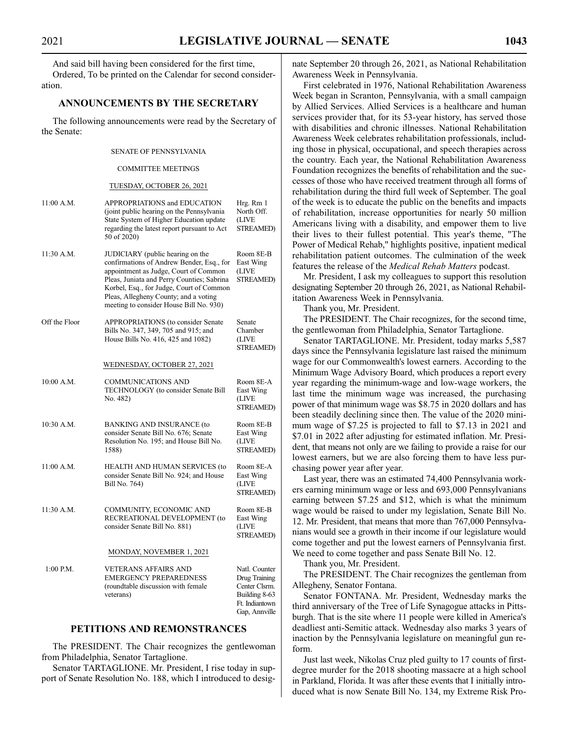And said bill having been considered for the first time,

Ordered, To be printed on the Calendar for second consideration.

## ANNOUNCEMENTS BY THE SECRETARY

The following announcements were read by the Secretary of the Senate:

SENATE OF PENNSYLVANIA

COMMITTEE MEETINGS

TUESDAY, OCTOBER 26, 2021

| | | |
|---|---|---|
| 11:00 A.M. | APPROPRIATIONS and EDUCATION (joint public hearing on the Pennsylvania State System of Higher Education update regarding the latest report pursuant to Act 50 of 2020) | Hrg. Rm 1 North Off. (LIVE STREAMED) |
| 11:30 A.M. | JUDICIARY (public hearing on the confirmations of Andrew Bender, Esq., for appointment as Judge, Court of Common Pleas, Juniata and Perry Counties; Sabrina Korbel, Esq., for Judge, Court of Common Pleas, Allegheny County; and a voting meeting to consider House Bill No. 930) | Room 8E-B East Wing (LIVE STREAMED) |
| Off the Floor | APPROPRIATIONS (to consider Senate Bills No. 347, 349, 705 and 915; and House Bills No. 416, 425 and 1082) | Senate Chamber (LIVE STREAMED) |

WEDNESDAY, OCTOBER 27, 2021

| | | |
|---|---|---|
| 10:00 A.M. | COMMUNICATIONS AND TECHNOLOGY (to consider Senate Bill No. 482) | Room 8E-A East Wing (LIVE STREAMED) |
| 10:30 A.M. | BANKING AND INSURANCE (to consider Senate Bill No. 676; Senate Resolution No. 195; and House Bill No. 1588) | Room 8E-B East Wing (LIVE STREAMED) |
| 11:00 A.M. | HEALTH AND HUMAN SERVICES (to consider Senate Bill No. 924; and House Bill No. 764) | Room 8E-A East Wing (LIVE STREAMED) |
| 11:30 A.M. | COMMUNITY, ECONOMIC AND RECREATIONAL DEVELOPMENT (to consider Senate Bill No. 881) | Room 8E-B East Wing (LIVE STREAMED) |

MONDAY, NOVEMBER 1, 2021

| | | |
|---|---|---|
| 1:00 P.M. | VETERANS AFFAIRS AND EMERGENCY PREPAREDNESS (roundtable discussion with female veterans) | Natl. Counter Drug Training Center Clsrm. Building 8-63 Ft. Indiantown Gap, Annville |

## PETITIONS AND REMONSTRANCES

The PRESIDENT. The Chair recognizes the gentlewoman from Philadelphia, Senator Tartaglione.

Senator TARTAGLIONE. Mr. President, I rise today in support of Senate Resolution No. 188, which I introduced to designate September 20 through 26, 2021, as National Rehabilitation Awareness Week in Pennsylvania.

First celebrated in 1976, National Rehabilitation Awareness Week began in Scranton, Pennsylvania, with a small campaign by Allied Services. Allied Services is a healthcare and human services provider that, for its 53-year history, has served those with disabilities and chronic illnesses. National Rehabilitation Awareness Week celebrates rehabilitation professionals, including those in physical, occupational, and speech therapies across the country. Each year, the National Rehabilitation Awareness Foundation recognizes the benefits of rehabilitation and the successes of those who have received treatment through all forms of rehabilitation during the third full week of September. The goal of the week is to educate the public on the benefits and impacts of rehabilitation, increase opportunities for nearly 50 million Americans living with a disability, and empower them to live their lives to their fullest potential. This year's theme, "The Power of Medical Rehab," highlights positive, inpatient medical rehabilitation patient outcomes. The culmination of the week features the release of the *Medical Rehab Matters* podcast.

Mr. President, I ask my colleagues to support this resolution designating September 20 through 26, 2021, as National Rehabilitation Awareness Week in Pennsylvania.

Thank you, Mr. President.

The PRESIDENT. The Chair recognizes, for the second time, the gentlewoman from Philadelphia, Senator Tartaglione.

Senator TARTAGLIONE. Mr. President, today marks 5,587 days since the Pennsylvania legislature last raised the minimum wage for our Commonwealth's lowest earners. According to the Minimum Wage Advisory Board, which produces a report every year regarding the minimum-wage and low-wage workers, the last time the minimum wage was increased, the purchasing power of that minimum wage was $8.75 in 2020 dollars and has been steadily declining since then. The value of the 2020 minimum wage of $7.25 is projected to fall to $7.13 in 2021 and $7.01 in 2022 after adjusting for estimated inflation. Mr. President, that means not only are we failing to provide a raise for our lowest earners, but we are also forcing them to have less purchasing power year after year.

Last year, there was an estimated 74,400 Pennsylvania workers earning minimum wage or less and 693,000 Pennsylvanians earning between $7.25 and $12, which is what the minimum wage would be raised to under my legislation, Senate Bill No. 12. Mr. President, that means that more than 767,000 Pennsylvanians would see a growth in their income if our legislature would come together and put the lowest earners of Pennsylvania first. We need to come together and pass Senate Bill No. 12.

Thank you, Mr. President.

The PRESIDENT. The Chair recognizes the gentleman from Allegheny, Senator Fontana.

Senator FONTANA. Mr. President, Wednesday marks the third anniversary of the Tree of Life Synagogue attacks in Pittsburgh. That is the site where 11 people were killed in America's deadliest anti-Semitic attack. Wednesday also marks 3 years of inaction by the Pennsylvania legislature on meaningful gun reform.

Just last week, Nikolas Cruz pled guilty to 17 counts of first-degree murder for the 2018 shooting massacre at a high school in Parkland, Florida. It was after these events that I initially introduced what is now Senate Bill No. 134, my Extreme Risk Pro-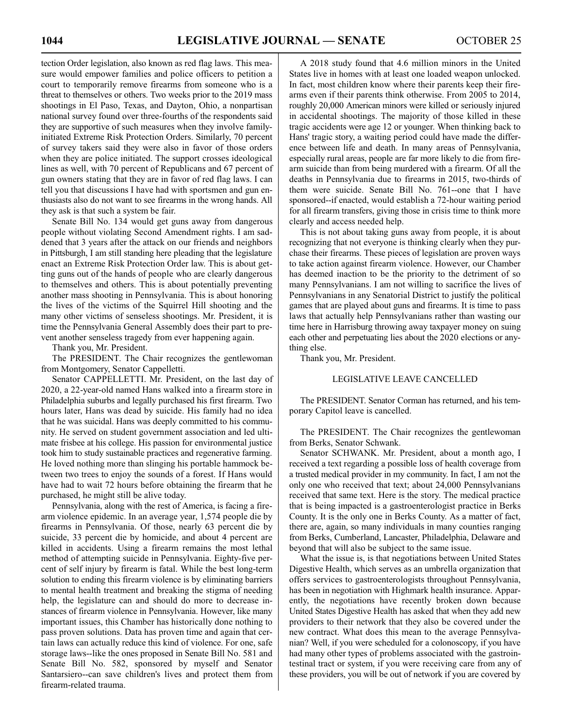tection Order legislation, also known as red flag laws. This measure would empower families and police officers to petition a court to temporarily remove firearms from someone who is a threat to themselves or others. Two weeks prior to the 2019 mass shootings in El Paso, Texas, and Dayton, Ohio, a nonpartisan national survey found over three-fourths of the respondents said they are supportive of such measures when they involve family-initiated Extreme Risk Protection Orders. Similarly, 70 percent of survey takers said they were also in favor of those orders when they are police initiated. The support crosses ideological lines as well, with 70 percent of Republicans and 67 percent of gun owners stating that they are in favor of red flag laws. I can tell you that discussions I have had with sportsmen and gun enthusiasts also do not want to see firearms in the wrong hands. All they ask is that such a system be fair.

Senate Bill No. 134 would get guns away from dangerous people without violating Second Amendment rights. I am saddened that 3 years after the attack on our friends and neighbors in Pittsburgh, I am still standing here pleading that the legislature enact an Extreme Risk Protection Order law. This is about getting guns out of the hands of people who are clearly dangerous to themselves and others. This is about potentially preventing another mass shooting in Pennsylvania. This is about honoring the lives of the victims of the Squirrel Hill shooting and the many other victims of senseless shootings. Mr. President, it is time the Pennsylvania General Assembly does their part to prevent another senseless tragedy from ever happening again.

Thank you, Mr. President.

The PRESIDENT. The Chair recognizes the gentlewoman from Montgomery, Senator Cappelletti.

Senator CAPPELLETTI. Mr. President, on the last day of 2020, a 22-year-old named Hans walked into a firearm store in Philadelphia suburbs and legally purchased his first firearm. Two hours later, Hans was dead by suicide. His family had no idea that he was suicidal. Hans was deeply committed to his community. He served on student government association and led ultimate frisbee at his college. His passion for environmental justice took him to study sustainable practices and regenerative farming. He loved nothing more than slinging his portable hammock between two trees to enjoy the sounds of a forest. If Hans would have had to wait 72 hours before obtaining the firearm that he purchased, he might still be alive today.

Pennsylvania, along with the rest of America, is facing a firearm violence epidemic. In an average year, 1,574 people die by firearms in Pennsylvania. Of those, nearly 63 percent die by suicide, 33 percent die by homicide, and about 4 percent are killed in accidents. Using a firearm remains the most lethal method of attempting suicide in Pennsylvania. Eighty-five percent of self injury by firearm is fatal. While the best long-term solution to ending this firearm violence is by eliminating barriers to mental health treatment and breaking the stigma of needing help, the legislature can and should do more to decrease instances of firearm violence in Pennsylvania. However, like many important issues, this Chamber has historically done nothing to pass proven solutions. Data has proven time and again that certain laws can actually reduce this kind of violence. For one, safe storage laws--like the ones proposed in Senate Bill No. 581 and Senate Bill No. 582, sponsored by myself and Senator Santarsiero--can save children's lives and protect them from firearm-related trauma.

A 2018 study found that 4.6 million minors in the United States live in homes with at least one loaded weapon unlocked. In fact, most children know where their parents keep their firearms even if their parents think otherwise. From 2005 to 2014, roughly 20,000 American minors were killed or seriously injured in accidental shootings. The majority of those killed in these tragic accidents were age 12 or younger. When thinking back to Hans' tragic story, a waiting period could have made the difference between life and death. In many areas of Pennsylvania, especially rural areas, people are far more likely to die from firearm suicide than from being murdered with a firearm. Of all the deaths in Pennsylvania due to firearms in 2015, two-thirds of them were suicide. Senate Bill No. 761--one that I have sponsored--if enacted, would establish a 72-hour waiting period for all firearm transfers, giving those in crisis time to think more clearly and access needed help.

This is not about taking guns away from people, it is about recognizing that not everyone is thinking clearly when they purchase their firearms. These pieces of legislation are proven ways to take action against firearm violence. However, our Chamber has deemed inaction to be the priority to the detriment of so many Pennsylvanians. I am not willing to sacrifice the lives of Pennsylvanians in any Senatorial District to justify the political games that are played about guns and firearms. It is time to pass laws that actually help Pennsylvanians rather than wasting our time here in Harrisburg throwing away taxpayer money on suing each other and perpetuating lies about the 2020 elections or anything else.

Thank you, Mr. President.

## LEGISLATIVE LEAVE CANCELLED

The PRESIDENT. Senator Corman has returned, and his temporary Capitol leave is cancelled.

The PRESIDENT. The Chair recognizes the gentlewoman from Berks, Senator Schwank.

Senator SCHWANK. Mr. President, about a month ago, I received a text regarding a possible loss of health coverage from a trusted medical provider in my community. In fact, I am not the only one who received that text; about 24,000 Pennsylvanians received that same text. Here is the story. The medical practice that is being impacted is a gastroenterologist practice in Berks County. It is the only one in Berks County. As a matter of fact, there are, again, so many individuals in many counties ranging from Berks, Cumberland, Lancaster, Philadelphia, Delaware and beyond that will also be subject to the same issue.

What the issue is, is that negotiations between United States Digestive Health, which serves as an umbrella organization that offers services to gastroenterologists throughout Pennsylvania, has been in negotiation with Highmark health insurance. Apparently, the negotiations have recently broken down because United States Digestive Health has asked that when they add new providers to their network that they also be covered under the new contract. What does this mean to the average Pennsylvanian? Well, if you were scheduled for a colonoscopy, if you have had many other types of problems associated with the gastrointestinal tract or system, if you were receiving care from any of these providers, you will be out of network if you are covered by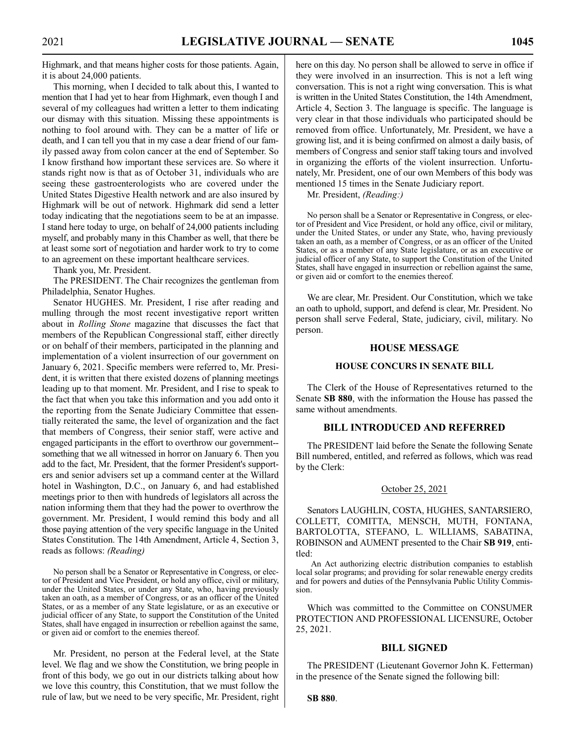Highmark, and that means higher costs for those patients. Again, it is about 24,000 patients.

This morning, when I decided to talk about this, I wanted to mention that I had yet to hear from Highmark, even though I and several of my colleagues had written a letter to them indicating our dismay with this situation. Missing these appointments is nothing to fool around with. They can be a matter of life or death, and I can tell you that in my case a dear friend of our family passed away from colon cancer at the end of September. So I know firsthand how important these services are. So where it stands right now is that as of October 31, individuals who are seeing these gastroenterologists who are covered under the United States Digestive Health network and are also insured by Highmark will be out of network. Highmark did send a letter today indicating that the negotiations seem to be at an impasse. I stand here today to urge, on behalf of 24,000 patients including myself, and probably many in this Chamber as well, that there be at least some sort of negotiation and harder work to try to come to an agreement on these important healthcare services.

Thank you, Mr. President.

The PRESIDENT. The Chair recognizes the gentleman from Philadelphia, Senator Hughes.

Senator HUGHES. Mr. President, I rise after reading and mulling through the most recent investigative report written about in *Rolling Stone* magazine that discusses the fact that members of the Republican Congressional staff, either directly or on behalf of their members, participated in the planning and implementation of a violent insurrection of our government on January 6, 2021. Specific members were referred to, Mr. President, it is written that there existed dozens of planning meetings leading up to that moment. Mr. President, and I rise to speak to the fact that when you take this information and you add onto it the reporting from the Senate Judiciary Committee that essentially reiterated the same, the level of organization and the fact that members of Congress, their senior staff, were active and engaged participants in the effort to overthrow our government--something that we all witnessed in horror on January 6. Then you add to the fact, Mr. President, that the former President's supporters and senior advisers set up a command center at the Willard hotel in Washington, D.C., on January 6, and had established meetings prior to then with hundreds of legislators all across the nation informing them that they had the power to overthrow the government. Mr. President, I would remind this body and all those paying attention of the very specific language in the United States Constitution. The 14th Amendment, Article 4, Section 3, reads as follows: *(Reading)*

> No person shall be a Senator or Representative in Congress, or elector of President and Vice President, or hold any office, civil or military, under the United States, or under any State, who, having previously taken an oath, as a member of Congress, or as an officer of the United States, or as a member of any State legislature, or as an executive or judicial officer of any State, to support the Constitution of the United States, shall have engaged in insurrection or rebellion against the same, or given aid or comfort to the enemies thereof.

Mr. President, no person at the Federal level, at the State level. We flag and we show the Constitution, we bring people in front of this body, we go out in our districts talking about how we love this country, this Constitution, that we must follow the rule of law, but we need to be very specific, Mr. President, right here on this day. No person shall be allowed to serve in office if they were involved in an insurrection. This is not a left wing conversation. This is not a right wing conversation. This is what is written in the United States Constitution, the 14th Amendment, Article 4, Section 3. The language is specific. The language is very clear in that those individuals who participated should be removed from office. Unfortunately, Mr. President, we have a growing list, and it is being confirmed on almost a daily basis, of members of Congress and senior staff taking tours and involved in organizing the efforts of the violent insurrection. Unfortunately, Mr. President, one of our own Members of this body was mentioned 15 times in the Senate Judiciary report.

Mr. President, *(Reading:)*

> No person shall be a Senator or Representative in Congress, or elector of President and Vice President, or hold any office, civil or military, under the United States, or under any State, who, having previously taken an oath, as a member of Congress, or as an officer of the United States, or as a member of any State legislature, or as an executive or judicial officer of any State, to support the Constitution of the United States, shall have engaged in insurrection or rebellion against the same, or given aid or comfort to the enemies thereof.

We are clear, Mr. President. Our Constitution, which we take an oath to uphold, support, and defend is clear, Mr. President. No person shall serve Federal, State, judiciary, civil, military. No person.

## HOUSE MESSAGE

### HOUSE CONCURS IN SENATE BILL

The Clerk of the House of Representatives returned to the Senate **SB 880**, with the information the House has passed the same without amendments.

## BILL INTRODUCED AND REFERRED

The PRESIDENT laid before the Senate the following Senate Bill numbered, entitled, and referred as follows, which was read by the Clerk:

October 25, 2021

Senators LAUGHLIN, COSTA, HUGHES, SANTARSIERO, COLLETT, COMITTA, MENSCH, MUTH, FONTANA, BARTOLOTTA, STEFANO, L. WILLIAMS, SABATINA, ROBINSON and AUMENT presented to the Chair **SB 919**, entitled:

> An Act authorizing electric distribution companies to establish local solar programs; and providing for solar renewable energy credits and for powers and duties of the Pennsylvania Public Utility Commission.

Which was committed to the Committee on CONSUMER PROTECTION AND PROFESSIONAL LICENSURE, October 25, 2021.

## BILL SIGNED

The PRESIDENT (Lieutenant Governor John K. Fetterman) in the presence of the Senate signed the following bill:

**SB 880**.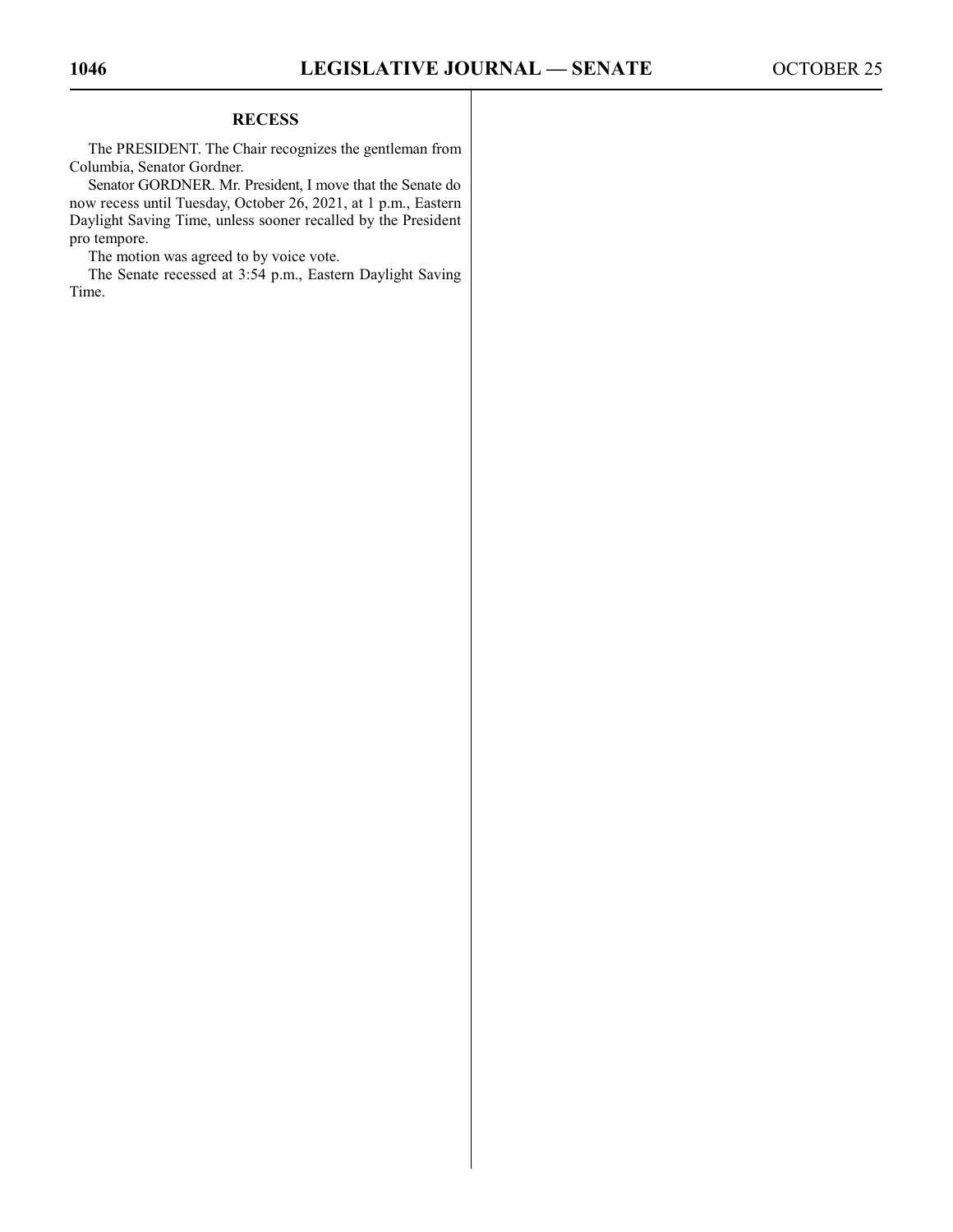## RECESS

The PRESIDENT. The Chair recognizes the gentleman from Columbia, Senator Gordner.

Senator GORDNER. Mr. President, I move that the Senate do now recess until Tuesday, October 26, 2021, at 1 p.m., Eastern Daylight Saving Time, unless sooner recalled by the President pro tempore.

The motion was agreed to by voice vote.

The Senate recessed at 3:54 p.m., Eastern Daylight Saving Time.